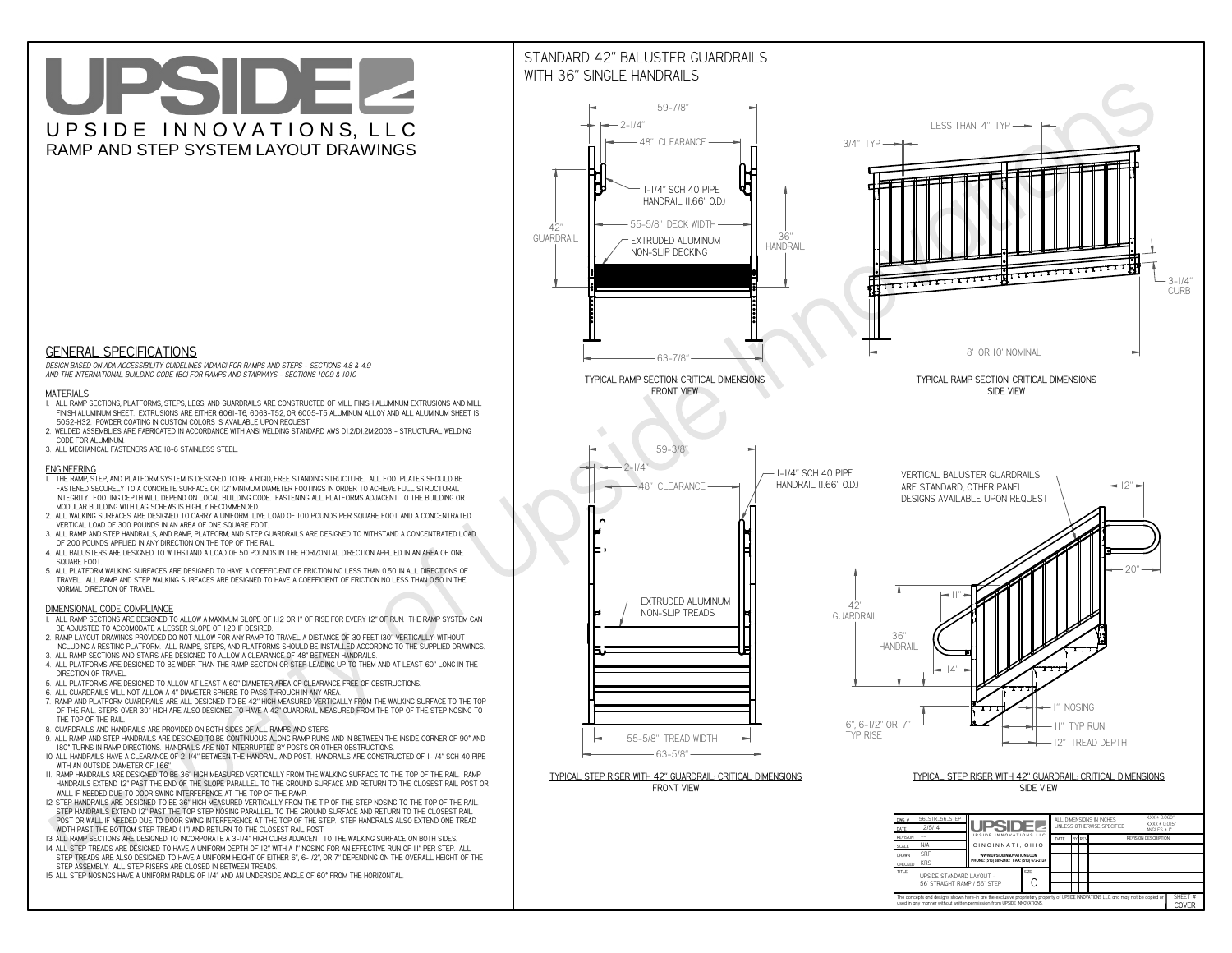# UPSIDE INNOVATIONS, LLC

## RAMP AND STEP SYSTEM LAYOUT DRAWINGS

## GENERAL SPECIFICATIONS

*DESIGN BASED ON ADA ACCESSIBILITY GUIDELINES (ADAAG) FOR RAMPS AND STEPS - SECTIONS 4.8 & 4.9 AND THE INTERNATIONAL BUILDING CODE (IBC) FOR RAMPS AND STAIRWAYS - SECTIONS 1009 & 1010*

### MATERIALS

1. ALL RAMP SECTIONS, PLATFORMS, STEPS, LEGS, AND GUARDRAILS ARE CONSTRUCTED OF MILL FINISH ALUMINUM EXTRUSIONS AND MILL FINISH ALUMINUM SHEET. EXTRUSIONS ARE EITHER 6061-T6, 6063-T52, OR 6005-T5 ALUMINUM ALLOY AND ALL ALUMINUM SHEET IS 5052-H32. POWDER COATING IN CUSTOM COLORS IS AVAILABLE UPON REQUEST.
2. WELDED ASSEMBLIES ARE FABRICATED IN ACCORDANCE WITH ANSI WELDING STANDARD AWS D1.2/D1.2M:2003 - STRUCTURAL WELDING CODE FOR ALUMINUM.
3. ALL MECHANICAL FASTENERS ARE 18-8 STAINLESS STEEL.

### ENGINEERING

1. THE RAMP, STEP, AND PLATFORM SYSTEM IS DESIGNED TO BE A RIGID, FREE STANDING STRUCTURE. ALL FOOTPLATES SHOULD BE FASTENED SECURELY TO A CONCRETE SURFACE OR 12" MINIMUM DIAMETER CONCRETE FOOTINGS IN ORDER TO ACHIEVE FULL STRUCTURAL INTEGRITY. FOOTING DEPTH WILL DEPEND ON LOCAL BUILDING CODE. FASTENING ALL PLATFORMS ADJACENT TO THE BUILDING OR MODULAR BUILDING WITH LAG SCREWS IS HIGHLY RECOMMENDED.
2. ALL WALKING SURFACES ARE DESIGNED TO CARRY A UNIFORM LIVE LOAD OF 100 POUNDS PER SQUARE FOOT AND A CONCENTRATED VERTICAL LOAD OF 300 POUNDS IN AN AREA OF ONE SQUARE FOOT.
3. ALL RAMP AND STEP HANDRAILS, AND RAMP, PLATFORM, AND STEP GUARDRAILS ARE DESIGNED TO WITHSTAND A CONCENTRATED LOAD OF 200 POUNDS APPLIED IN ANY DIRECTION ON THE TOP OF THE RAIL.
4. ALL BALUSTERS ARE DESIGNED TO WITHSTAND A LOAD OF 50 POUNDS IN THE HORIZONTAL DIRECTION APPLIED IN AN AREA OF ONE SQUARE FOOT.
5. ALL PLATFORM WALKING SURFACES ARE DESIGNED TO HAVE A COEFFICIENT OF FRICTION NO LESS THAN 0.50 IN ALL DIRECTIONS OF TRAVEL. ALL RAMP AND STEP WALKING SURFACES ARE DESIGNED TO HAVE A COEFFICIENT OF FRICTION NO LESS THAN 0.50 IN THE NORMAL DIRECTION OF TRAVEL.

### DIMENSIONAL CODE COMPLIANCE

1. ALL RAMP SECTIONS ARE DESIGNED TO ALLOW A MAXIMUM SLOPE OF 1:12 OR 1" OF RISE FOR EVERY 12" OF RUN. THE RAMP SYSTEM CAN BE ADJUSTED TO ACCOMODATE A LESSER SLOPE OF 1:20 IF DESIRED.
2. RAMP LAYOUT DRAWINGS PROVIDED DO NOT ALLOW FOR ANY RAMP TO TRAVEL A DISTANCE OF 30 FEET (30" VERTICALLY) WITHOUT INCLUDING A RESTING PLATFORM. ALL RAMPS, STEPS, AND PLATFORMS SHOULD BE INSTALLED ACCORDING TO THE SUPPLIED DRAWINGS.
3. ALL RAMP SECTIONS AND STAIRS ARE DESIGNED TO ALLOW A CLEARANCE OF 48" BETWEEN HANDRAILS.
4. ALL PLATFORMS ARE DESIGNED TO BE WIDER THAN THE RAMP SECTION OR STEP LEADING UP TO THEM AND AT LEAST 60" LONG IN THE DIRECTION OF TRAVEL.
5. ALL PLATFORMS ARE DESIGNED TO ALLOW AT LEAST A 60" DIAMETER AREA OF CLEARANCE FREE OF OBSTRUCTIONS.
6. ALL GUARDRAILS WILL NOT ALLOW A 4" DIAMETER SPHERE TO PASS THROUGH IN ANY AREA.
7. RAMP AND PLATFORM GUARDRAILS ARE ALL DESIGNED TO BE 42" HIGH MEASURED VERTICALLY FROM THE WALKING SURFACE TO THE TOP OF THE RAIL. STEPS OVER 30" HIGH ARE ALSO DESIGNED TO HAVE A 42" GUARDRAIL MEASURED FROM THE TOP OF THE STEP NOSING TO THE TOP OF THE RAIL.
8. GUARDRAILS AND HANDRAILS ARE PROVIDED ON BOTH SIDES OF ALL RAMPS AND STEPS.
9. ALL RAMP AND STEP HANDRAILS ARE DESIGNED TO BE CONTINUOUS ALONG RAMP RUNS AND IN BETWEEN THE INSIDE CORNER OF 90° AND 180° TURNS IN RAMP DIRECTIONS. HANDRAILS ARE NOT INTERRUPTED BY POSTS OR OTHER OBSTRUCTIONS.
10. ALL HANDRAILS HAVE A CLEARANCE OF 2-1/4" BETWEEN THE HANDRAIL AND POST. HANDRAILS ARE CONSTRUCTED OF 1-1/4" SCH 40 PIPE WITH AN OUTSIDE DIAMETER OF 1.66"
11. RAMP HANDRAILS ARE DESIGNED TO BE 36" HIGH MEASURED VERTICALLY FROM THE WALKING SURFACE TO THE TOP OF THE RAIL. RAMP HANDRAILS EXTEND 12" PAST THE END OF THE SLOPE PARALLEL TO THE GROUND SURFACE AND RETURN TO THE CLOSEST RAIL POST OR WALL IF NEEDED DUE TO DOOR SWING INTERFERENCE AT THE TOP OF THE RAMP.
12. STEP HANDRAILS ARE DESIGNED TO BE 36" HIGH MEASURED VERTICALLY FROM THE TIP OF THE STEP NOSING TO THE TOP OF THE RAIL. STEP HANDRAILS EXTEND 12" PAST THE TOP STEP NOSING PARALLEL TO THE GROUND SURFACE AND RETURN TO THE CLOSEST RAIL POST OR WALL IF NEEDED DUE TO DOOR SWING INTERFERENCE AT THE TOP OF THE STEP. STEP HANDRAILS ALSO EXTEND ONE TREAD WIDTH PAST THE BOTTOM STEP TREAD (11") AND RETURN TO THE CLOSEST RAIL POST.
13. ALL RAMP SECTIONS ARE DESIGNED TO INCORPORATE A 3-1/4" HIGH CURB ADJACENT TO THE WALKING SURFACE ON BOTH SIDES.
14. ALL STEP TREADS ARE DESIGNED TO HAVE A UNIFORM DEPTH OF 12" WITH A 1" NOSING FOR AN EFFECTIVE RUN OF 11" PER STEP. ALL STEP TREADS ARE ALSO DESIGNED TO HAVE A UNIFORM HEIGHT OF EITHER 6", 6-1/2", OR 7" DEPENDING ON THE OVERALL HEIGHT OF THE STEP ASSEMBLY. ALL STEP RISERS ARE CLOSED IN BETWEEN TREADS.
15. ALL STEP NOSINGS HAVE A UNIFORM RADIUS OF 1/4" AND AN UNDERSIDE ANGLE OF 60° FROM THE HORIZONTAL.

## STANDARD 42" BALUSTER GUARDRAILS WITH 36" SINGLE HANDRAILS

59-7/8"; 2-1/4"; 48" CLEARANCE; 1-1/4" SCH 40 PIPE HANDRAIL (1.66" O.D.); 42" GUARDRAIL; 55-5/8" DECK WIDTH; 36" HANDRAIL; EXTRUDED ALUMINUM NON-SLIP DECKING; 63-7/8"

TYPICAL RAMP SECTION: CRITICAL DIMENSIONS
FRONT VIEW

LESS THAN 4" TYP; 3/4" TYP; 3-1/4" CURB; 8' OR 10' NOMINAL

TYPICAL RAMP SECTION: CRITICAL DIMENSIONS
SIDE VIEW

59-3/8"; 2-1/4"; 48" CLEARANCE; 1-1/4" SCH 40 PIPE HANDRAIL (1.66" O.D.); EXTRUDED ALUMINUM NON-SLIP TREADS; 55-5/8" TREAD WIDTH; 63-5/8"

TYPICAL STEP RISER WITH 42" GUARDRAIL: CRITICAL DIMENSIONS
FRONT VIEW

VERTICAL BALUSTER GUARDRAILS ARE STANDARD, OTHER PANEL DESIGNS AVAILABLE UPON REQUEST; 12"; 20"; 11"; 42" GUARDRAIL; 36" HANDRAIL; 14"; 1" NOSING; 11" TYP RUN; 12" TREAD DEPTH; 6", 6-1/2" OR 7" TYP RISE

TYPICAL STEP RISER WITH 42" GUARDRAIL: CRITICAL DIMENSIONS
SIDE VIEW

| | | | |
|---|---|---|---|
| DWG # | 56_STR_56_STEP | ALL DIMENSIONS IN INCHES UNLESS OTHERWISE SPECIFIED | X.XX ± 0.060" X.XXX ± 0.015" ANGLES ± 1° |
| DATE | 12/5/14 | | |
| REVISION | --- | | |
| SCALE | N/A | UPSIDE INNOVATIONS LLC, CINCINNATI, OHIO | |
| DRAWN | SRF | WWW.UPSIDEINNOVATIONS.COM PHONE: (513) 889-2492 FAX: (513) 672-2124 | |
| CHECKED | KRS | | |
| TITLE | UPSIDE STANDARD LAYOUT - 56' STRAIGHT RAMP / 56" STEP | SIZE: C | |

| DATE | BY | REV | REVISION DESCRIPTION |
|---|---|---|---|

The concepts and designs shown here-in are the exclusive proprietary property of UPSIDE INNOVATIONS LLC and may not be copied or used in any manner without written permission from UPSIDE INNOVATIONS.

SHEET #: COVER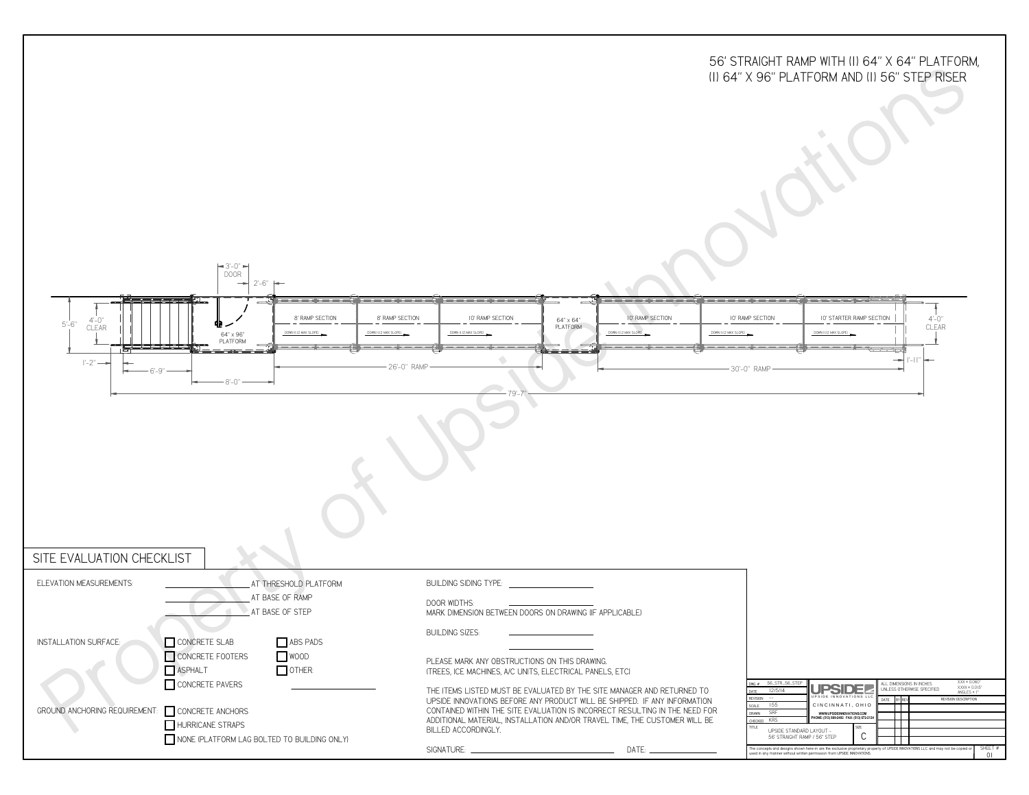# 56' STRAIGHT RAMP WITH (1) 64" X 64" PLATFORM, (1) 64" X 96" PLATFORM AND (1) 56" STEP RISER

3'-0"
DOOR
2'-6"
5'-6"
4'-0"
CLEAR
64" x 96"
PLATFORM
8' RAMP SECTION
DOWN (1:12 MAX SLOPE)
8' RAMP SECTION
DOWN (1:12 MAX SLOPE)
10' RAMP SECTION
DOWN (1:12 MAX SLOPE)
64" x 64"
PLATFORM
10' RAMP SECTION
DOWN (1:12 MAX SLOPE)
10' RAMP SECTION
DOWN (1:12 MAX SLOPE)
10' STARTER RAMP SECTION
DOWN (1:12 MAX SLOPE)
4'-0"
CLEAR
1'-2"
6'-9"
8'-0"
26'-0" RAMP
30'-0" RAMP
1'-11"
79'-7"

Property of Upside Innovations

## SITE EVALUATION CHECKLIST

ELEVATION MEASUREMENTS: ______________ AT THRESHOLD PLATFORM

______________ AT BASE OF RAMP

______________ AT BASE OF STEP

INSTALLATION SURFACE:
- ☐ CONCRETE SLAB
- ☐ CONCRETE FOOTERS
- ☐ ASPHALT
- ☐ CONCRETE PAVERS
- ☐ ABS PADS
- ☐ WOOD
- ☐ OTHER ______________

GROUND ANCHORING REQUIREMENT:
- ☐ CONCRETE ANCHORS
- ☐ HURRICANE STRAPS
- ☐ NONE (PLATFORM LAG BOLTED TO BUILDING ONLY)

BUILDING SIDING TYPE: ______________

DOOR WIDTHS: ______________
MARK DIMENSION BETWEEN DOORS ON DRAWING (IF APPLICABLE)

BUILDING SIZES: ______________
______________

PLEASE MARK ANY OBSTRUCTIONS ON THIS DRAWING.
(TREES, ICE MACHINES, A/C UNITS, ELECTRICAL PANELS, ETC)

THE ITEMS LISTED MUST BE EVALUATED BY THE SITE MANAGER AND RETURNED TO UPSIDE INNOVATIONS BEFORE ANY PRODUCT WILL BE SHIPPED. IF ANY INFORMATION CONTAINED WITHIN THE SITE EVALUATION IS INCORRECT RESULTING IN THE NEED FOR ADDITIONAL MATERIAL, INSTALLATION AND/OR TRAVEL TIME, THE CUSTOMER WILL BE BILLED ACCORDINGLY.

SIGNATURE: ______________________ DATE: ______________

| | |
|---|---|
| DWG # | 56_STR_56_STEP |
| DATE | 12/5/14 |
| REVISION | --- |
| SCALE | 1:55 |
| DRAWN | SRF |
| CHECKED | KRS |
| TITLE | UPSIDE STANDARD LAYOUT - 56' STRAIGHT RAMP / 56" STEP |
| SIZE | C |

UPSIDE INNOVATIONS LLC
CINCINNATI, OHIO
WWW.UPSIDEINNOVATIONS.COM
PHONE: (513) 889-2492 FAX: (513) 672-2124

ALL DIMENSIONS IN INCHES UNLESS OTHERWISE SPECIFIED
X.XX ± 0.060"
X.XXX ± 0.015"
ANGLES ± 1°

| DATE | BY | REV | REVISION DESCRIPTION |
|---|---|---|---|

The concepts and designs shown here-in are the exclusive proprietary property of UPSIDE INNOVATIONS LLC and may not be copied or used in any manner without written permission from UPSIDE INNOVATIONS.

SHEET # 01